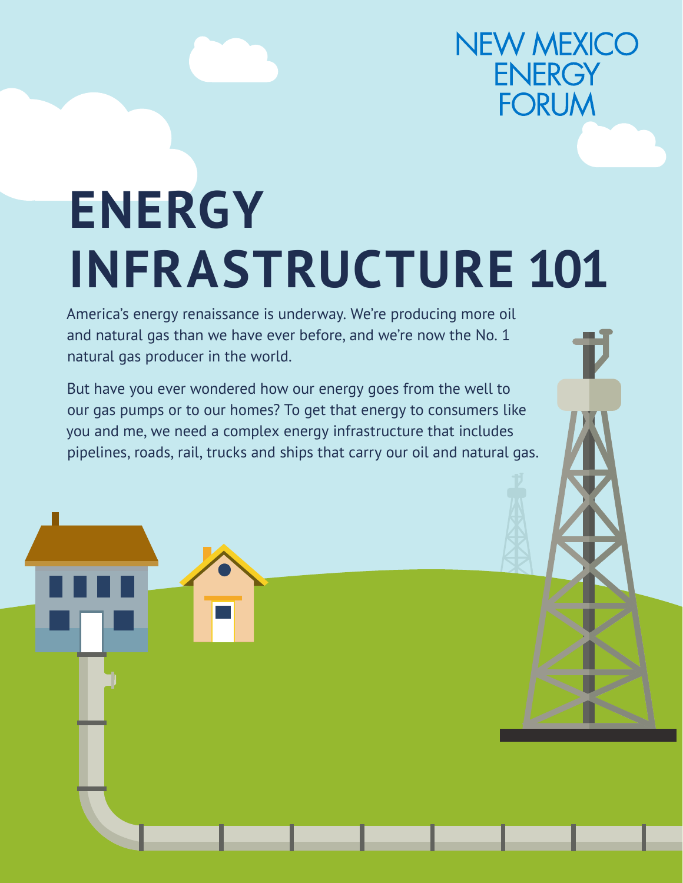NEW MEXICO ENERGY FORUM

# ENERGY INFRASTRUCTURE 101

America's energy renaissance is underway. We're producing more oil and natural gas than we have ever before, and we're now the No. 1 natural gas producer in the world.

But have you ever wondered how our energy goes from the well to our gas pumps or to our homes? To get that energy to consumers like you and me, we need a complex energy infrastructure that includes pipelines, roads, rail, trucks and ships that carry our oil and natural gas.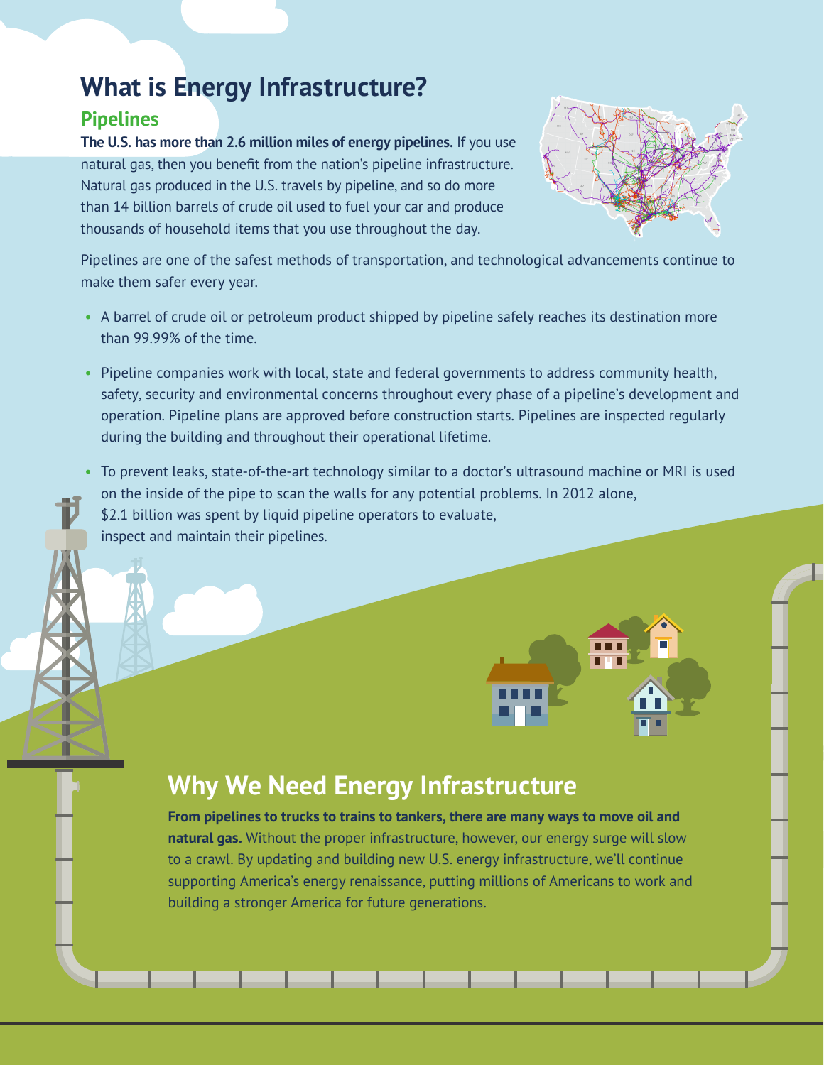# What is Energy Infrastructure?

## Pipelines

**The U.S. has more than 2.6 million miles of energy pipelines.** If you use natural gas, then you benefit from the nation's pipeline infrastructure. Natural gas produced in the U.S. travels by pipeline, and so do more than 14 billion barrels of crude oil used to fuel your car and produce thousands of household items that you use throughout the day.

Pipelines are one of the safest methods of transportation, and technological advancements continue to make them safer every year.

- A barrel of crude oil or petroleum product shipped by pipeline safely reaches its destination more than 99.99% of the time.
- Pipeline companies work with local, state and federal governments to address community health, safety, security and environmental concerns throughout every phase of a pipeline's development and operation. Pipeline plans are approved before construction starts. Pipelines are inspected regularly during the building and throughout their operational lifetime.
- To prevent leaks, state-of-the-art technology similar to a doctor's ultrasound machine or MRI is used on the inside of the pipe to scan the walls for any potential problems. In 2012 alone, $2.1 billion was spent by liquid pipeline operators to evaluate, inspect and maintain their pipelines.

# Why We Need Energy Infrastructure

**From pipelines to trucks to trains to tankers, there are many ways to move oil and natural gas.** Without the proper infrastructure, however, our energy surge will slow to a crawl. By updating and building new U.S. energy infrastructure, we'll continue supporting America's energy renaissance, putting millions of Americans to work and building a stronger America for future generations.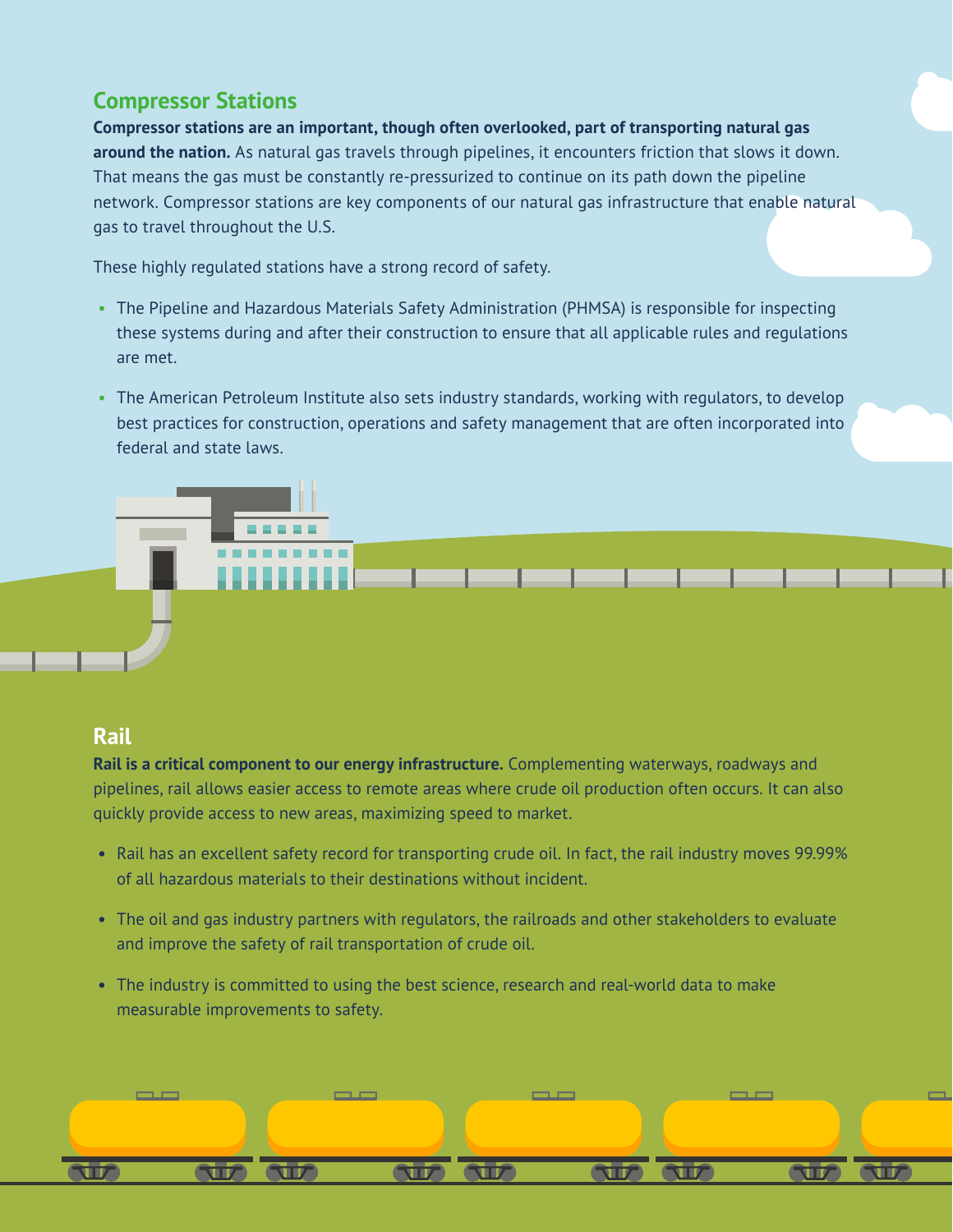## Compressor Stations

**Compressor stations are an important, though often overlooked, part of transporting natural gas around the nation.** As natural gas travels through pipelines, it encounters friction that slows it down. That means the gas must be constantly re-pressurized to continue on its path down the pipeline network. Compressor stations are key components of our natural gas infrastructure that enable natural gas to travel throughout the U.S.

These highly regulated stations have a strong record of safety.

- The Pipeline and Hazardous Materials Safety Administration (PHMSA) is responsible for inspecting these systems during and after their construction to ensure that all applicable rules and regulations are met.
- The American Petroleum Institute also sets industry standards, working with regulators, to develop best practices for construction, operations and safety management that are often incorporated into federal and state laws.

## Rail

**Rail is a critical component to our energy infrastructure.** Complementing waterways, roadways and pipelines, rail allows easier access to remote areas where crude oil production often occurs. It can also quickly provide access to new areas, maximizing speed to market.

- Rail has an excellent safety record for transporting crude oil. In fact, the rail industry moves 99.99% of all hazardous materials to their destinations without incident.
- The oil and gas industry partners with regulators, the railroads and other stakeholders to evaluate and improve the safety of rail transportation of crude oil.
- The industry is committed to using the best science, research and real-world data to make measurable improvements to safety.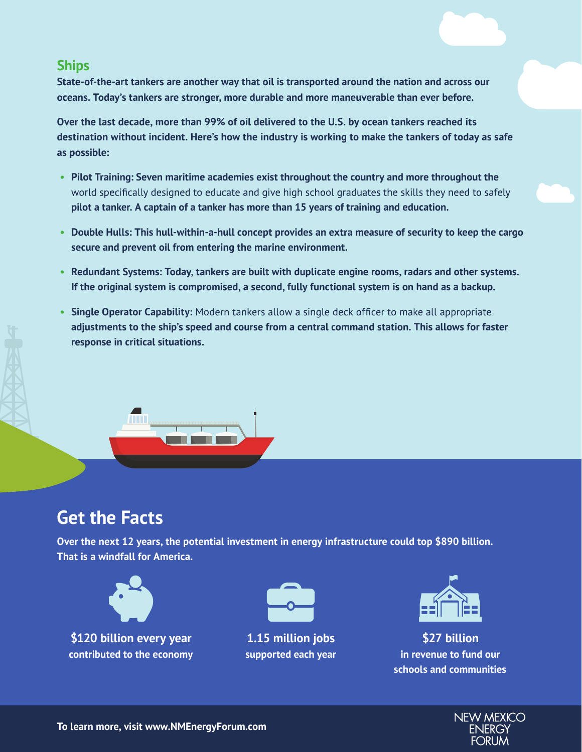## Ships

**State-of-the-art tankers are another way that oil is transported around the nation and across our oceans. Today's tankers are stronger, more durable and more maneuverable than ever before.**

**Over the last decade, more than 99% of oil delivered to the U.S. by ocean tankers reached its destination without incident. Here's how the industry is working to make the tankers of today as safe as possible:**

- **Pilot Training: Seven maritime academies exist throughout the country and more throughout the** world specifically designed to educate and give high school graduates the skills they need to safely **pilot a tanker. A captain of a tanker has more than 15 years of training and education.**
- **Double Hulls: This hull-within-a-hull concept provides an extra measure of security to keep the cargo secure and prevent oil from entering the marine environment.**
- **Redundant Systems: Today, tankers are built with duplicate engine rooms, radars and other systems. If the original system is compromised, a second, fully functional system is on hand as a backup.**
- **Single Operator Capability:** Modern tankers allow a single deck officer to make all appropriate **adjustments to the ship's speed and course from a central command station. This allows for faster response in critical situations.**

## Get the Facts

**Over the next 12 years, the potential investment in energy infrastructure could top $890 billion. That is a windfall for America.**

**$120 billion every year**
**contributed to the economy**

**1.15 million jobs**
**supported each year**

**$27 billion**
**in revenue to fund our schools and communities**

**To learn more, visit www.NMEnergyForum.com**

NEW MEXICO ENERGY FORUM